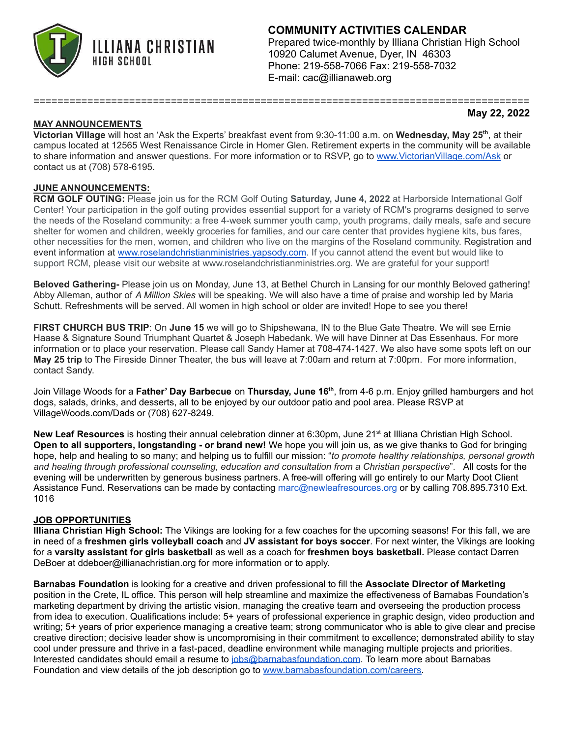ILLIANA CHRISTIAN HIGH SCHOOL

# COMMUNITY ACTIVITIES CALENDAR

Prepared twice-monthly by Illiana Christian High School
10920 Calumet Avenue, Dyer, IN 46303
Phone: 219-558-7066 Fax: 219-558-7032
E-mail: cac@illianaweb.org

==================================================================================

**May 22, 2022**

## MAY ANNOUNCEMENTS

**Victorian Village** will host an 'Ask the Experts' breakfast event from 9:30-11:00 a.m. on **Wednesday, May 25th**, at their campus located at 12565 West Renaissance Circle in Homer Glen. Retirement experts in the community will be available to share information and answer questions. For more information or to RSVP, go to www.VictorianVillage.com/Ask or contact us at (708) 578-6195.

## JUNE ANNOUNCEMENTS:

**RCM GOLF OUTING:** Please join us for the RCM Golf Outing **Saturday, June 4, 2022** at Harborside International Golf Center! Your participation in the golf outing provides essential support for a variety of RCM's programs designed to serve the needs of the Roseland community: a free 4-week summer youth camp, youth programs, daily meals, safe and secure shelter for women and children, weekly groceries for families, and our care center that provides hygiene kits, bus fares, other necessities for the men, women, and children who live on the margins of the Roseland community. Registration and event information at www.roselandchristianministries.yapsody.com. If you cannot attend the event but would like to support RCM, please visit our website at www.roselandchristianministries.org. We are grateful for your support!

**Beloved Gathering-** Please join us on Monday, June 13, at Bethel Church in Lansing for our monthly Beloved gathering! Abby Alleman, author of *A Million Skies* will be speaking. We will also have a time of praise and worship led by Maria Schutt. Refreshments will be served. All women in high school or older are invited! Hope to see you there!

**FIRST CHURCH BUS TRIP**: On **June 15** we will go to Shipshewana, IN to the Blue Gate Theatre. We will see Ernie Haase & Signature Sound Triumphant Quartet & Joseph Habedank. We will have Dinner at Das Essenhaus. For more information or to place your reservation. Please call Sandy Hamer at 708-474-1427. We also have some spots left on our **May 25 trip** to The Fireside Dinner Theater, the bus will leave at 7:00am and return at 7:00pm. For more information, contact Sandy.

Join Village Woods for a **Father' Day Barbecue** on **Thursday, June 16th**, from 4-6 p.m. Enjoy grilled hamburgers and hot dogs, salads, drinks, and desserts, all to be enjoyed by our outdoor patio and pool area. Please RSVP at VillageWoods.com/Dads or (708) 627-8249.

**New Leaf Resources** is hosting their annual celebration dinner at 6:30pm, June 21st at Illiana Christian High School. **Open to all supporters, longstanding - or brand new!** We hope you will join us, as we give thanks to God for bringing hope, help and healing to so many; and helping us to fulfill our mission: "*to promote healthy relationships, personal growth and healing through professional counseling, education and consultation from a Christian perspective*". All costs for the evening will be underwritten by generous business partners. A free-will offering will go entirely to our Marty Doot Client Assistance Fund. Reservations can be made by contacting marc@newleafresources.org or by calling 708.895.7310 Ext. 1016

## JOB OPPORTUNITIES

**Illiana Christian High School:** The Vikings are looking for a few coaches for the upcoming seasons! For this fall, we are in need of a **freshmen girls volleyball coach** and **JV assistant for boys soccer**. For next winter, the Vikings are looking for a **varsity assistant for girls basketball** as well as a coach for **freshmen boys basketball.** Please contact Darren DeBoer at ddeboer@illianachristian.org for more information or to apply.

**Barnabas Foundation** is looking for a creative and driven professional to fill the **Associate Director of Marketing** position in the Crete, IL office. This person will help streamline and maximize the effectiveness of Barnabas Foundation's marketing department by driving the artistic vision, managing the creative team and overseeing the production process from idea to execution. Qualifications include: 5+ years of professional experience in graphic design, video production and writing; 5+ years of prior experience managing a creative team; strong communicator who is able to give clear and precise creative direction; decisive leader show is uncompromising in their commitment to excellence; demonstrated ability to stay cool under pressure and thrive in a fast-paced, deadline environment while managing multiple projects and priorities. Interested candidates should email a resume to jobs@barnabasfoundation.com. To learn more about Barnabas Foundation and view details of the job description go to www.barnabasfoundation.com/careers.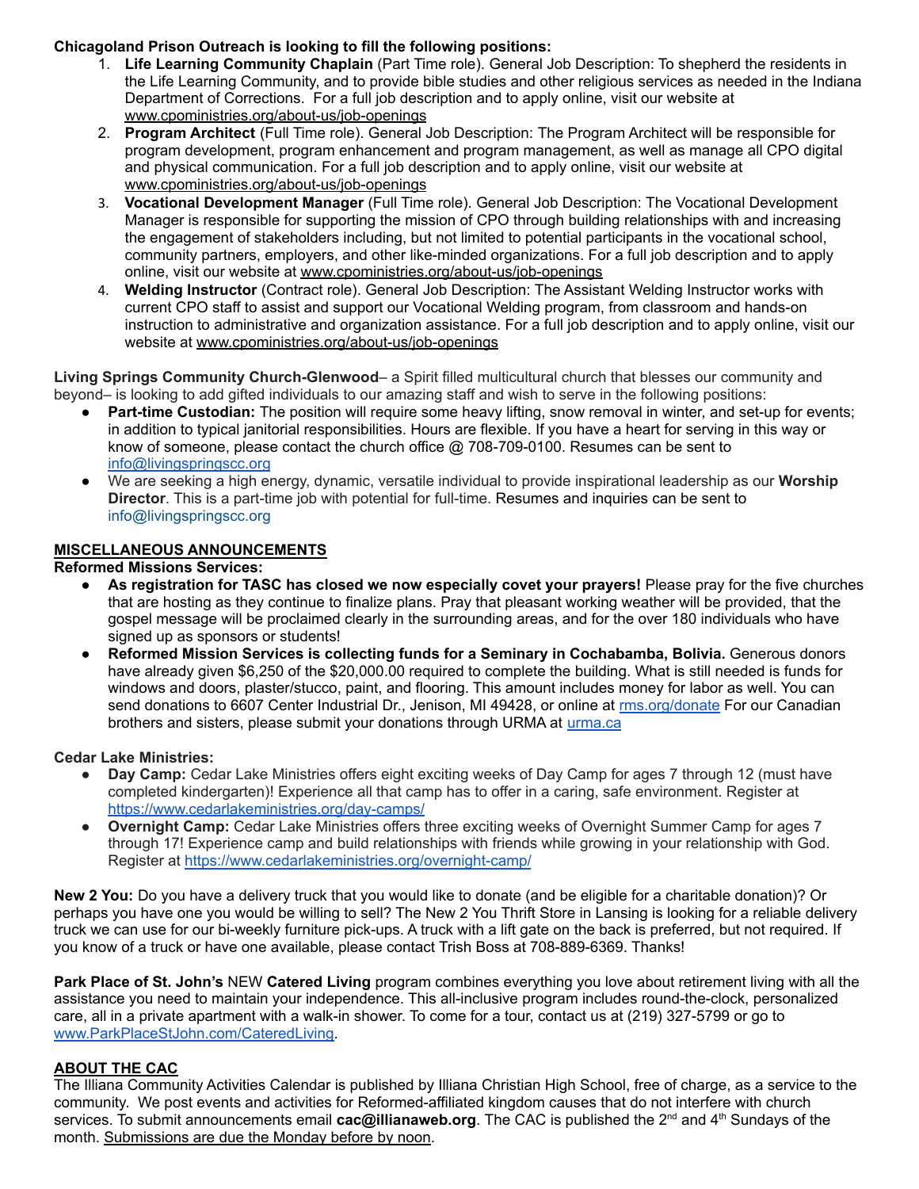**Chicagoland Prison Outreach is looking to fill the following positions:**

1. **Life Learning Community Chaplain** (Part Time role). General Job Description: To shepherd the residents in the Life Learning Community, and to provide bible studies and other religious services as needed in the Indiana Department of Corrections. For a full job description and to apply online, visit our website at www.cpoministries.org/about-us/job-openings
2. **Program Architect** (Full Time role). General Job Description: The Program Architect will be responsible for program development, program enhancement and program management, as well as manage all CPO digital and physical communication. For a full job description and to apply online, visit our website at www.cpoministries.org/about-us/job-openings
3. **Vocational Development Manager** (Full Time role). General Job Description: The Vocational Development Manager is responsible for supporting the mission of CPO through building relationships with and increasing the engagement of stakeholders including, but not limited to potential participants in the vocational school, community partners, employers, and other like-minded organizations. For a full job description and to apply online, visit our website at www.cpoministries.org/about-us/job-openings
4. **Welding Instructor** (Contract role). General Job Description: The Assistant Welding Instructor works with current CPO staff to assist and support our Vocational Welding program, from classroom and hands-on instruction to administrative and organization assistance. For a full job description and to apply online, visit our website at www.cpoministries.org/about-us/job-openings

**Living Springs Community Church-Glenwood**– a Spirit filled multicultural church that blesses our community and beyond– is looking to add gifted individuals to our amazing staff and wish to serve in the following positions:

- **Part-time Custodian:** The position will require some heavy lifting, snow removal in winter, and set-up for events; in addition to typical janitorial responsibilities. Hours are flexible. If you have a heart for serving in this way or know of someone, please contact the church office @ 708-709-0100. Resumes can be sent to info@livingspringscc.org
- We are seeking a high energy, dynamic, versatile individual to provide inspirational leadership as our **Worship Director**. This is a part-time job with potential for full-time. Resumes and inquiries can be sent to info@livingspringscc.org

## MISCELLANEOUS ANNOUNCEMENTS

**Reformed Missions Services:**

- **As registration for TASC has closed we now especially covet your prayers!** Please pray for the five churches that are hosting as they continue to finalize plans. Pray that pleasant working weather will be provided, that the gospel message will be proclaimed clearly in the surrounding areas, and for the over 180 individuals who have signed up as sponsors or students!
- **Reformed Mission Services is collecting funds for a Seminary in Cochabamba, Bolivia.** Generous donors have already given $6,250 of the $20,000.00 required to complete the building. What is still needed is funds for windows and doors, plaster/stucco, paint, and flooring. This amount includes money for labor as well. You can send donations to 6607 Center Industrial Dr., Jenison, MI 49428, or online at rms.org/donate For our Canadian brothers and sisters, please submit your donations through URMA at urma.ca

**Cedar Lake Ministries:**

- **Day Camp:** Cedar Lake Ministries offers eight exciting weeks of Day Camp for ages 7 through 12 (must have completed kindergarten)! Experience all that camp has to offer in a caring, safe environment. Register at https://www.cedarlakeministries.org/day-camps/
- **Overnight Camp:** Cedar Lake Ministries offers three exciting weeks of Overnight Summer Camp for ages 7 through 17! Experience camp and build relationships with friends while growing in your relationship with God. Register at https://www.cedarlakeministries.org/overnight-camp/

**New 2 You:** Do you have a delivery truck that you would like to donate (and be eligible for a charitable donation)? Or perhaps you have one you would be willing to sell? The New 2 You Thrift Store in Lansing is looking for a reliable delivery truck we can use for our bi-weekly furniture pick-ups. A truck with a lift gate on the back is preferred, but not required. If you know of a truck or have one available, please contact Trish Boss at 708-889-6369. Thanks!

**Park Place of St. John's** NEW **Catered Living** program combines everything you love about retirement living with all the assistance you need to maintain your independence. This all-inclusive program includes round-the-clock, personalized care, all in a private apartment with a walk-in shower. To come for a tour, contact us at (219) 327-5799 or go to www.ParkPlaceStJohn.com/CateredLiving.

## ABOUT THE CAC

The Illiana Community Activities Calendar is published by Illiana Christian High School, free of charge, as a service to the community. We post events and activities for Reformed-affiliated kingdom causes that do not interfere with church services. To submit announcements email **cac@illianaweb.org**. The CAC is published the 2nd and 4th Sundays of the month. Submissions are due the Monday before by noon.